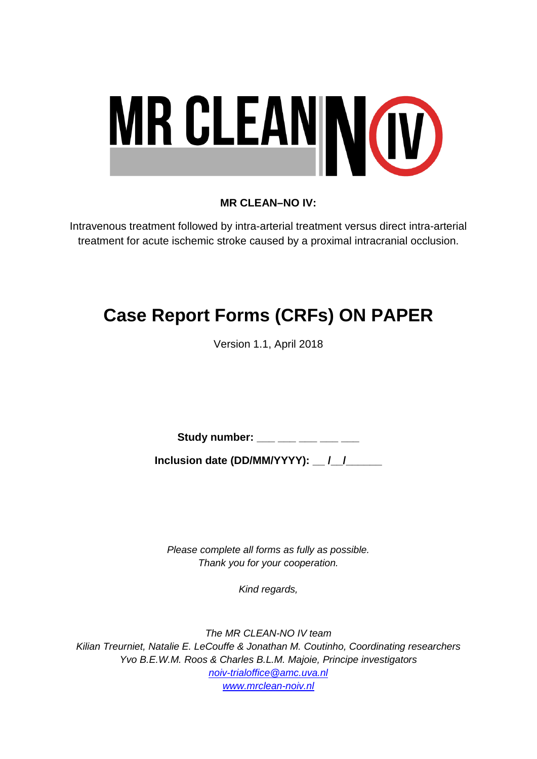# MR CLEAN NO IV

**MR CLEAN–NO IV:**

Intravenous treatment followed by intra-arterial treatment versus direct intra-arterial treatment for acute ischemic stroke caused by a proximal intracranial occlusion.

# Case Report Forms (CRFs) ON PAPER

Version 1.1, April 2018

**Study number: ___ ___ ___ ___ ___**

**Inclusion date (DD/MM/YYYY): __ /__/______**

*Please complete all forms as fully as possible.*
*Thank you for your cooperation.*

*Kind regards,*

*The MR CLEAN-NO IV team*
*Kilian Treurniet, Natalie E. LeCouffe & Jonathan M. Coutinho, Coordinating researchers*
*Yvo B.E.W.M. Roos & Charles B.L.M. Majoie, Principe investigators*
*noiv-trialoffice@amc.uva.nl*
*www.mrclean-noiv.nl*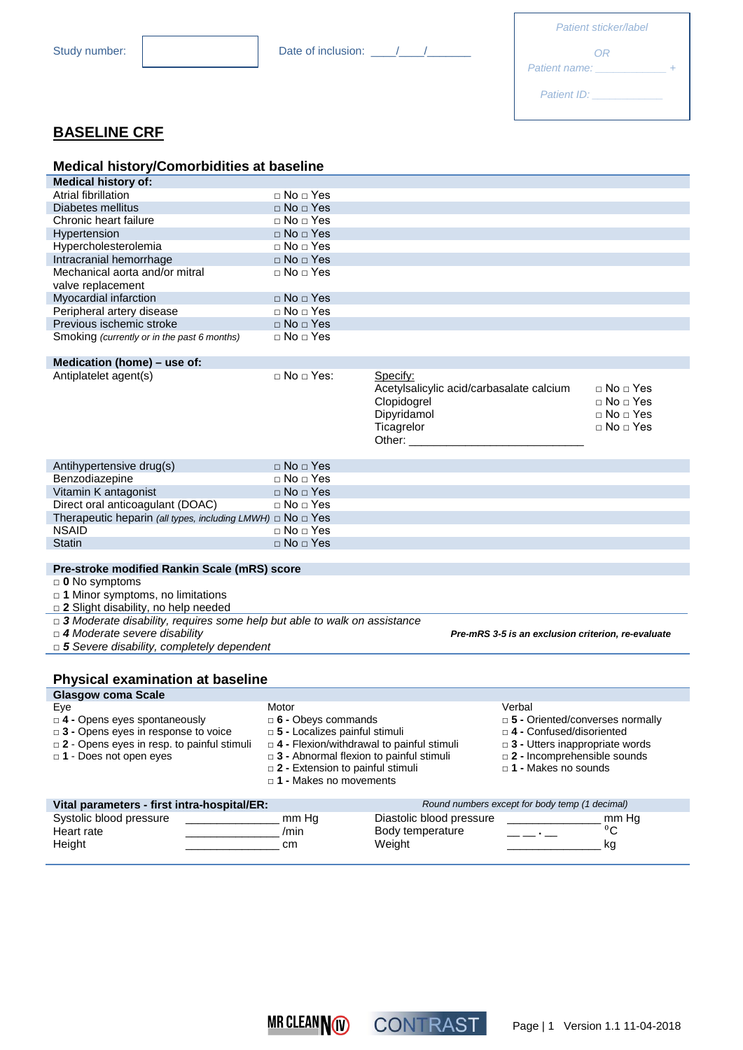Study number: [          ]  Date of inclusion: ____/____/_______

*Patient sticker/label*

*OR*

*Patient name: ____________ +*

*Patient ID: ____________*

# BASELINE CRF

## Medical history/Comorbidities at baseline

| **Medical history of:** | |
|---|---|
| Atrial fibrillation | □ No □ Yes |
| Diabetes mellitus | □ No □ Yes |
| Chronic heart failure | □ No □ Yes |
| Hypertension | □ No □ Yes |
| Hypercholesterolemia | □ No □ Yes |
| Intracranial hemorrhage | □ No □ Yes |
| Mechanical aorta and/or mitral valve replacement | □ No □ Yes |
| Myocardial infarction | □ No □ Yes |
| Peripheral artery disease | □ No □ Yes |
| Previous ischemic stroke | □ No □ Yes |
| Smoking *(currently or in the past 6 months)* | □ No □ Yes |

| **Medication (home) – use of:** | | | |
|---|---|---|---|
| Antiplatelet agent(s) | □ No □ Yes: | Specify: | |
| | | Acetylsalicylic acid/carbasalate calcium | □ No □ Yes |
| | | Clopidogrel | □ No □ Yes |
| | | Dipyridamol | □ No □ Yes |
| | | Ticagrelor | □ No □ Yes |
| | | Other: ___________________________ | |
| Antihypertensive drug(s) | □ No □ Yes | | |
| Benzodiazepine | □ No □ Yes | | |
| Vitamin K antagonist | □ No □ Yes | | |
| Direct oral anticoagulant (DOAC) | □ No □ Yes | | |
| Therapeutic heparin *(all types, including LMWH)* | □ No □ Yes | | |
| NSAID | □ No □ Yes | | |
| Statin | □ No □ Yes | | |

**Pre-stroke modified Rankin Scale (mRS) score**

□ **0** No symptoms
□ **1** Minor symptoms, no limitations
□ **2** Slight disability, no help needed
□ ***3*** *Moderate disability, requires some help but able to walk on assistance*
□ ***4*** *Moderate severe disability*
□ ***5*** *Severe disability, completely dependent*

***Pre-mRS 3-5 is an exclusion criterion, re-evaluate***

## Physical examination at baseline

**Glasgow coma Scale**

| Eye | Motor | Verbal |
|---|---|---|
| □ **4 -** Opens eyes spontaneously | □ **6 -** Obeys commands | □ **5 -** Oriented/converses normally |
| □ **3 -** Opens eyes in response to voice | □ **5 -** Localizes painful stimuli | □ **4 -** Confused/disoriented |
| □ **2** - Opens eyes in resp. to painful stimuli | □ **4 -** Flexion/withdrawal to painful stimuli | □ **3 -** Utters inappropriate words |
| □ **1** - Does not open eyes | □ **3 -** Abnormal flexion to painful stimuli | □ **2 -** Incomprehensible sounds |
| | □ **2 -** Extension to painful stimuli | □ **1 -** Makes no sounds |
| | □ **1 -** Makes no movements | |

**Vital parameters - first intra-hospital/ER:** *Round numbers except for body temp (1 decimal)*

| | | | |
|---|---|---|---|
| Systolic blood pressure | ______________ mm Hg | Diastolic blood pressure | ______________ mm Hg |
| Heart rate | ______________ /min | Body temperature | __ __ . __ °C |
| Height | ______________ cm | Weight | ______________ kg |

MR CLEAN NO IV — CONTRAST

Version 1.1 11-04-2018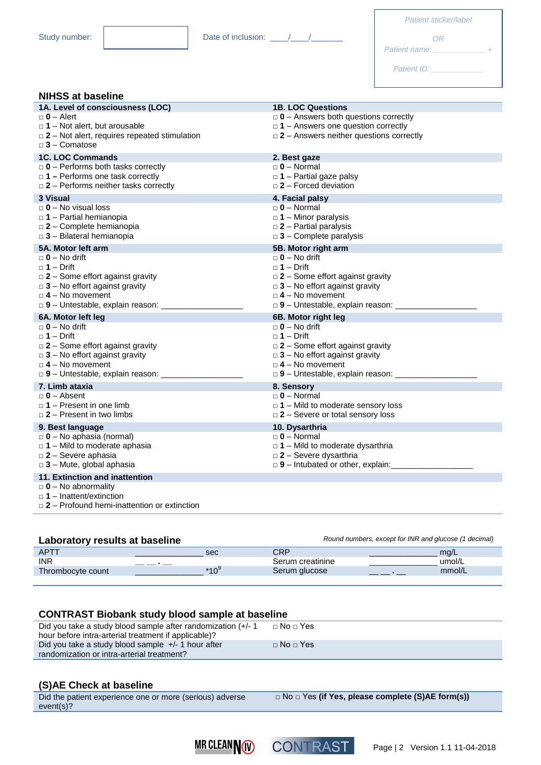Study number: [ ] Date of inclusion: \_\_\_\_/\_\_\_\_/\_\_\_\_\_\_\_

*Patient sticker/label*

*OR*

*Patient name: \_\_\_\_\_\_\_\_\_\_\_\_\_ +*

*Patient ID: \_\_\_\_\_\_\_\_\_\_\_\_\_*

## NIHSS at baseline

**1A. Level of consciousness (LOC)**
- □ **0** – Alert
- □ **1** – Not alert, but arousable
- □ **2** – Not alert, requires repeated stimulation
- □ **3** – Comatose

**1B. LOC Questions**
- □ **0** – Answers both questions correctly
- □ **1** – Answers one question correctly
- □ **2** – Answers neither questions correctly

**1C. LOC Commands**
- □ **0** – Performs both tasks correctly
- □ **1** – Performs one task correctly
- □ **2** – Performs neither tasks correctly

**2. Best gaze**
- □ **0** – Normal
- □ **1** – Partial gaze palsy
- □ **2** – Forced deviation

**3 Visual**
- □ **0** – No visual loss
- □ **1** – Partial hemianopia
- □ **2** – Complete hemianopia
- □ **3** – Bilateral hemianopia

**4. Facial palsy**
- □ **0** – Normal
- □ **1** – Minor paralysis
- □ **2** – Partial paralysis
- □ **3** – Complete paralysis

**5A. Motor left arm**
- □ **0** – No drift
- □ **1** – Drift
- □ **2** – Some effort against gravity
- □ **3** – No effort against gravity
- □ **4** – No movement
- □ **9** – Untestable, explain reason: \_\_\_\_\_\_\_\_\_\_\_\_\_\_\_\_\_\_

**5B. Motor right arm**
- □ **0** – No drift
- □ **1** – Drift
- □ **2** – Some effort against gravity
- □ **3** – No effort against gravity
- □ **4** – No movement
- □ **9** – Untestable, explain reason: \_\_\_\_\_\_\_\_\_\_\_\_\_\_\_\_\_\_

**6A. Motor left leg**
- □ **0** – No drift
- □ **1** – Drift
- □ **2** – Some effort against gravity
- □ **3** – No effort against gravity
- □ **4** – No movement
- □ **9** – Untestable, explain reason: \_\_\_\_\_\_\_\_\_\_\_\_\_\_\_\_\_\_

**6B. Motor right leg**
- □ **0** – No drift
- □ **1** – Drift
- □ **2** – Some effort against gravity
- □ **3** – No effort against gravity
- □ **4** – No movement
- □ **9** – Untestable, explain reason: \_\_\_\_\_\_\_\_\_\_\_\_\_\_\_\_\_\_

**7. Limb ataxia**
- □ **0** – Absent
- □ **1** – Present in one limb
- □ **2** – Present in two limbs

**8. Sensory**
- □ **0** – Normal
- □ **1** – Mild to moderate sensory loss
- □ **2** – Severe or total sensory loss

**9. Best language**
- □ **0** – No aphasia (normal)
- □ **1** – Mild to moderate aphasia
- □ **2** – Severe aphasia
- □ **3** – Mute, global aphasia

**10. Dysarthria**
- □ **0** – Normal
- □ **1** – Mild to moderate dysarthria
- □ **2** – Severe dysarthria
- □ **9** – Intubated or other, explain:\_\_\_\_\_\_\_\_\_\_\_\_\_\_\_\_\_\_

**11. Extinction and inattention**
- □ **0** – No abnormality
- □ **1** – Inattent/extinction
- □ **2** – Profound hemi-inattention or extinction

## Laboratory results at baseline

*Round numbers, except for INR and glucose (1 decimal)*

| | | | | | |
|---|---|---|---|---|---|
| APTT | \_\_\_\_\_\_\_\_\_\_\_\_\_\_\_ | sec | CRP | \_\_\_\_\_\_\_\_\_\_\_\_\_\_\_ | mg/L |
| INR | \_\_ \_\_ . \_\_ | | Serum creatinine | \_\_\_\_\_\_\_\_\_\_\_\_\_\_\_ | umol/L |
| Thrombocyte count | \_\_\_\_\_\_\_\_\_\_\_\_\_\_\_ | $*10^9$ | Serum glucose | \_\_ \_\_ . \_\_ | mmol/L |

## CONTRAST Biobank study blood sample at baseline

| | |
|---|---|
| Did you take a study blood sample after randomization (+/- 1 hour before intra-arterial treatment if applicable)? | □ No □ Yes |
| Did you take a study blood sample +/- 1 hour after randomization or intra-arterial treatment? | □ No □ Yes |

## (S)AE Check at baseline

| | |
|---|---|
| Did the patient experience one or more (serious) adverse event(s)? | □ No □ Yes **(if Yes, please complete (S)AE form(s))** |

MR CLEAN IV CONTRAST Version 1.1 11-04-2018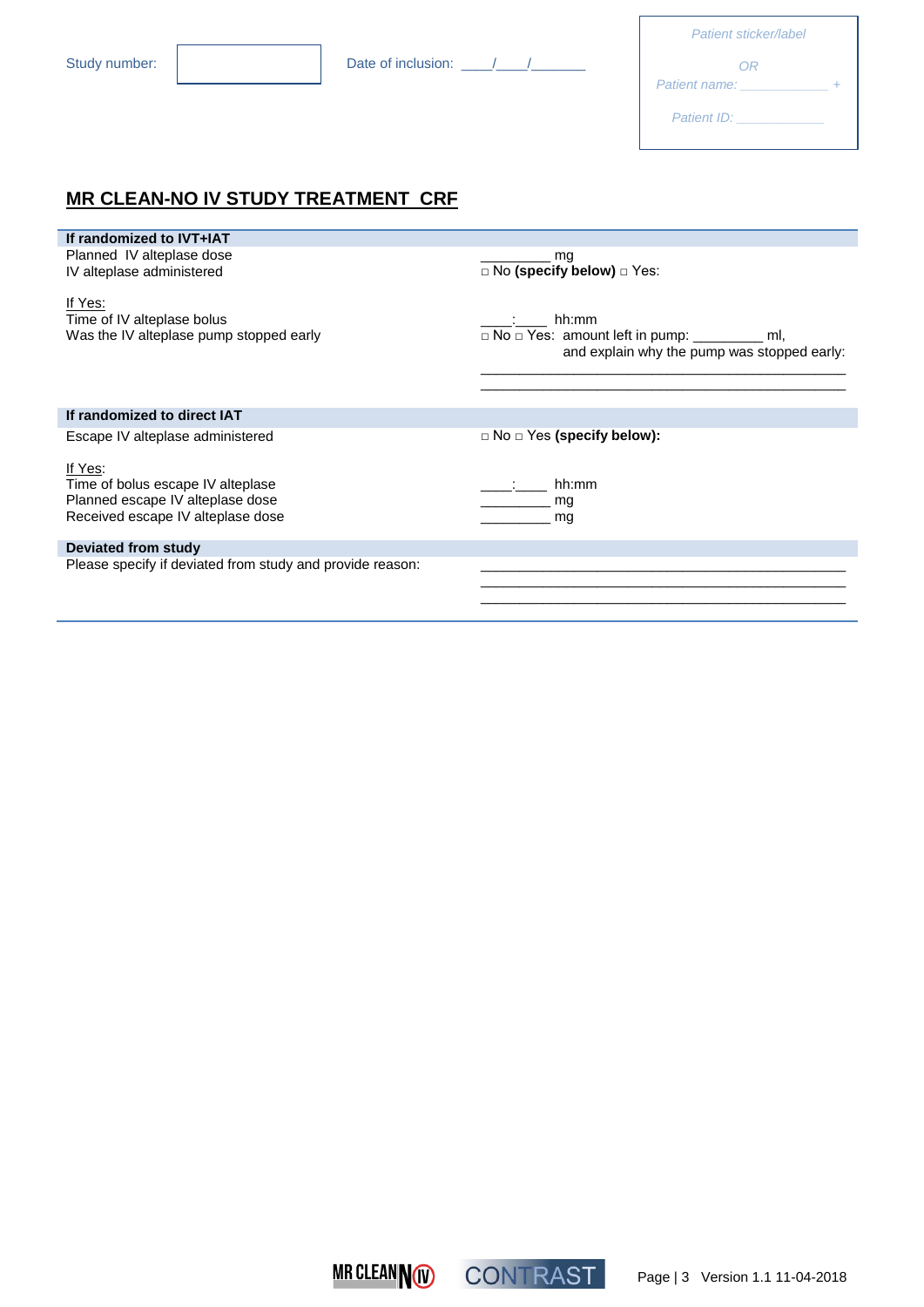Study number: ______ Date of inclusion: \_\_\_\_/\_\_\_\_/\_\_\_\_\_\_\_

Patient sticker/label

OR

Patient name: ____________ +

Patient ID: ____________

## MR CLEAN-NO IV STUDY TREATMENT CRF

| **If randomized to IVT+IAT** | |
|---|---|
| Planned IV alteplase dose | _________ mg |
| IV alteplase administered | □ No **(specify below)** □ Yes: |
| If Yes: | |
| Time of IV alteplase bolus | \_\_\_\_:\_\_\_\_ hh:mm |
| Was the IV alteplase pump stopped early | □ No □ Yes: amount left in pump: _________ ml, and explain why the pump was stopped early: ______________________________ ______________________________ |
| **If randomized to direct IAT** | |
| Escape IV alteplase administered | □ No □ Yes **(specify below):** |
| If Yes: | |
| Time of bolus escape IV alteplase | \_\_\_\_:\_\_\_\_ hh:mm |
| Planned escape IV alteplase dose | _________ mg |
| Received escape IV alteplase dose | _________ mg |
| **Deviated from study** | |
| Please specify if deviated from study and provide reason: | ______________________________ ______________________________ ______________________________ |

Version 1.1 11-04-2018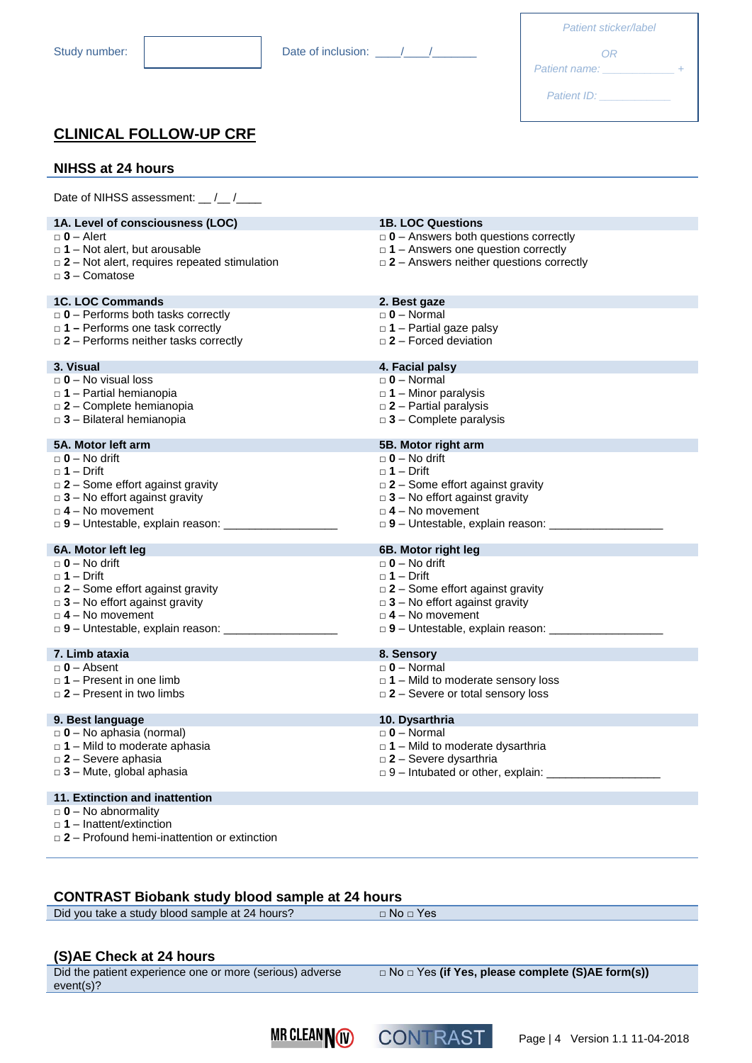Study number: [ ] Date of inclusion: \_\_\_\_/\_\_\_\_/\_\_\_\_\_\_\_

*Patient sticker/label*

*OR*

*Patient name: \_\_\_\_\_\_\_\_\_\_\_\_\_ +*

*Patient ID: \_\_\_\_\_\_\_\_\_\_\_\_\_*

## CLINICAL FOLLOW-UP CRF

### NIHSS at 24 hours

Date of NIHSS assessment: \_\_ /\_\_ /\_\_\_\_

**1A. Level of consciousness (LOC)**
□ **0** – Alert
□ **1** – Not alert, but arousable
□ **2** – Not alert, requires repeated stimulation
□ **3** – Comatose

**1B. LOC Questions**
□ **0** – Answers both questions correctly
□ **1** – Answers one question correctly
□ **2** – Answers neither questions correctly

**1C. LOC Commands**
□ **0** – Performs both tasks correctly
□ **1** – Performs one task correctly
□ **2** – Performs neither tasks correctly

**2. Best gaze**
□ **0** – Normal
□ **1** – Partial gaze palsy
□ **2** – Forced deviation

**3. Visual**
□ **0** – No visual loss
□ **1** – Partial hemianopia
□ **2** – Complete hemianopia
□ **3** – Bilateral hemianopia

**4. Facial palsy**
□ **0** – Normal
□ **1** – Minor paralysis
□ **2** – Partial paralysis
□ **3** – Complete paralysis

**5A. Motor left arm**
□ **0** – No drift
□ **1** – Drift
□ **2** – Some effort against gravity
□ **3** – No effort against gravity
□ **4** – No movement
□ **9** – Untestable, explain reason: \_\_\_\_\_\_\_\_\_\_\_\_\_\_\_\_\_\_

**5B. Motor right arm**
□ **0** – No drift
□ **1** – Drift
□ **2** – Some effort against gravity
□ **3** – No effort against gravity
□ **4** – No movement
□ **9** – Untestable, explain reason: \_\_\_\_\_\_\_\_\_\_\_\_\_\_\_\_\_\_

**6A. Motor left leg**
□ **0** – No drift
□ **1** – Drift
□ **2** – Some effort against gravity
□ **3** – No effort against gravity
□ **4** – No movement
□ **9** – Untestable, explain reason: \_\_\_\_\_\_\_\_\_\_\_\_\_\_\_\_\_\_

**6B. Motor right leg**
□ **0** – No drift
□ **1** – Drift
□ **2** – Some effort against gravity
□ **3** – No effort against gravity
□ **4** – No movement
□ **9** – Untestable, explain reason: \_\_\_\_\_\_\_\_\_\_\_\_\_\_\_\_\_\_

**7. Limb ataxia**
□ **0** – Absent
□ **1** – Present in one limb
□ **2** – Present in two limbs

**8. Sensory**
□ **0** – Normal
□ **1** – Mild to moderate sensory loss
□ **2** – Severe or total sensory loss

**9. Best language**
□ **0** – No aphasia (normal)
□ **1** – Mild to moderate aphasia
□ **2** – Severe aphasia
□ **3** – Mute, global aphasia

**10. Dysarthria**
□ **0** – Normal
□ **1** – Mild to moderate dysarthria
□ **2** – Severe dysarthria
□ 9 – Intubated or other, explain: \_\_\_\_\_\_\_\_\_\_\_\_\_\_\_\_\_\_

**11. Extinction and inattention**
□ **0** – No abnormality
□ **1** – Inattent/extinction
□ **2** – Profound hemi-inattention or extinction

### CONTRAST Biobank study blood sample at 24 hours

| Did you take a study blood sample at 24 hours? | □ No □ Yes |
|---|---|

### (S)AE Check at 24 hours

| Did the patient experience one or more (serious) adverse event(s)? | □ No □ Yes **(if Yes, please complete (S)AE form(s))** |
|---|---|

Version 1.1 11-04-2018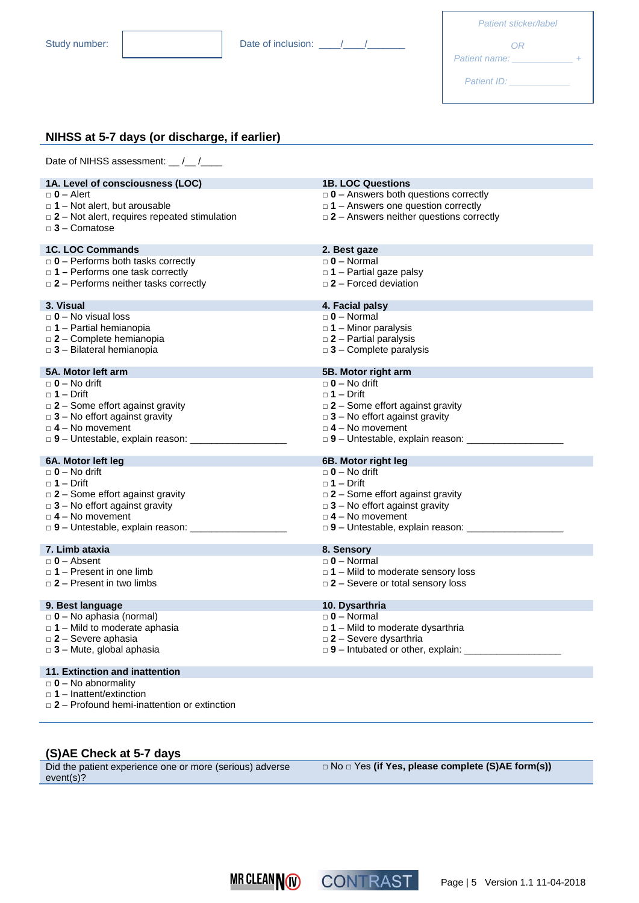Study number: [          ]     Date of inclusion: ____/____/_______

Patient sticker/label

OR

Patient name: _____________ +

Patient ID: _____________

## NIHSS at 5-7 days (or discharge, if earlier)

Date of NIHSS assessment: __ /__ /____

**1A. Level of consciousness (LOC)**
- □ **0** – Alert
- □ **1** – Not alert, but arousable
- □ **2** – Not alert, requires repeated stimulation
- □ **3** – Comatose

**1B. LOC Questions**
- □ **0** – Answers both questions correctly
- □ **1** – Answers one question correctly
- □ **2** – Answers neither questions correctly

**1C. LOC Commands**
- □ **0** – Performs both tasks correctly
- □ **1** – Performs one task correctly
- □ **2** – Performs neither tasks correctly

**2. Best gaze**
- □ **0** – Normal
- □ **1** – Partial gaze palsy
- □ **2** – Forced deviation

**3. Visual**
- □ **0** – No visual loss
- □ **1** – Partial hemianopia
- □ **2** – Complete hemianopia
- □ **3** – Bilateral hemianopia

**4. Facial palsy**
- □ **0** – Normal
- □ **1** – Minor paralysis
- □ **2** – Partial paralysis
- □ **3** – Complete paralysis

**5A. Motor left arm**
- □ **0** – No drift
- □ **1** – Drift
- □ **2** – Some effort against gravity
- □ **3** – No effort against gravity
- □ **4** – No movement
- □ **9** – Untestable, explain reason: __________________

**5B. Motor right arm**
- □ **0** – No drift
- □ **1** – Drift
- □ **2** – Some effort against gravity
- □ **3** – No effort against gravity
- □ **4** – No movement
- □ **9** – Untestable, explain reason: __________________

**6A. Motor left leg**
- □ **0** – No drift
- □ **1** – Drift
- □ **2** – Some effort against gravity
- □ **3** – No effort against gravity
- □ **4** – No movement
- □ **9** – Untestable, explain reason: __________________

**6B. Motor right leg**
- □ **0** – No drift
- □ **1** – Drift
- □ **2** – Some effort against gravity
- □ **3** – No effort against gravity
- □ **4** – No movement
- □ **9** – Untestable, explain reason: __________________

**7. Limb ataxia**
- □ **0** – Absent
- □ **1** – Present in one limb
- □ **2** – Present in two limbs

**8. Sensory**
- □ **0** – Normal
- □ **1** – Mild to moderate sensory loss
- □ **2** – Severe or total sensory loss

**9. Best language**
- □ **0** – No aphasia (normal)
- □ **1** – Mild to moderate aphasia
- □ **2** – Severe aphasia
- □ **3** – Mute, global aphasia

**10. Dysarthria**
- □ **0** – Normal
- □ **1** – Mild to moderate dysarthria
- □ **2** – Severe dysarthria
- □ **9** – Intubated or other, explain: __________________

**11. Extinction and inattention**
- □ **0** – No abnormality
- □ **1** – Inattent/extinction
- □ **2** – Profound hemi-inattention or extinction

## (S)AE Check at 5-7 days

| Did the patient experience one or more (serious) adverse event(s)? | □ No □ Yes **(if Yes, please complete (S)AE form(s))** |
|---|---|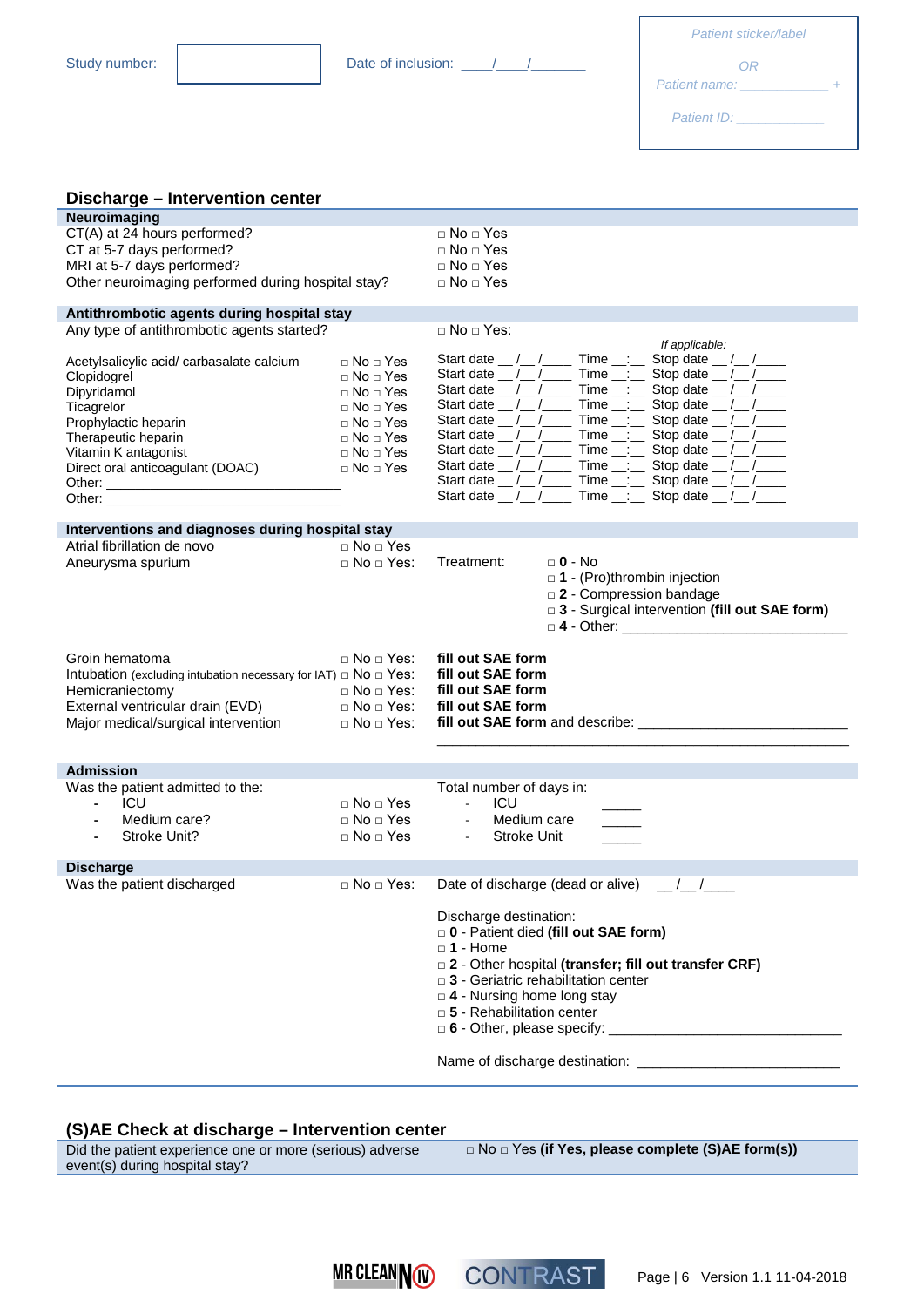Study number: [ ] Date of inclusion: ____/____/_______

*Patient sticker/label*

*OR*

*Patient name: ______________ +*

*Patient ID: ______________*

## Discharge – Intervention center

### Neuroimaging

| | |
|---|---|
| CT(A) at 24 hours performed? | □ No □ Yes |
| CT at 5-7 days performed? | □ No □ Yes |
| MRI at 5-7 days performed? | □ No □ Yes |
| Other neuroimaging performed during hospital stay? | □ No □ Yes |

### Antithrombotic agents during hospital stay

Any type of antithrombotic agents started? □ No □ Yes:

| | | | | *If applicable:* |
|---|---|---|---|---|
| Acetylsalicylic acid/ carbasalate calcium | □ No □ Yes | Start date __/__/____ | Time __:__ | Stop date __/__/____ |
| Clopidogrel | □ No □ Yes | Start date __/__/____ | Time __:__ | Stop date __/__/____ |
| Dipyridamol | □ No □ Yes | Start date __/__/____ | Time __:__ | Stop date __/__/____ |
| Ticagrelor | □ No □ Yes | Start date __/__/____ | Time __:__ | Stop date __/__/____ |
| Prophylactic heparin | □ No □ Yes | Start date __/__/____ | Time __:__ | Stop date __/__/____ |
| Therapeutic heparin | □ No □ Yes | Start date __/__/____ | Time __:__ | Stop date __/__/____ |
| Vitamin K antagonist | □ No □ Yes | Start date __/__/____ | Time __:__ | Stop date __/__/____ |
| Direct oral anticoagulant (DOAC) | □ No □ Yes | Start date __/__/____ | Time __:__ | Stop date __/__/____ |
| Other: ______________________________ | | Start date __/__/____ | Time __:__ | Stop date __/__/____ |
| Other: ______________________________ | | Start date __/__/____ | Time __:__ | Stop date __/__/____ |

### Interventions and diagnoses during hospital stay

Atrial fibrillation de novo □ No □ Yes

Aneurysma spurium □ No □ Yes: Treatment:
- □ **0** - No
- □ **1** - (Pro)thrombin injection
- □ **2** - Compression bandage
- □ **3** - Surgical intervention **(fill out SAE form)**
- □ **4** - Other: ______________________________

| | | |
|---|---|---|
| Groin hematoma | □ No □ Yes: | **fill out SAE form** |
| Intubation (excluding intubation necessary for IAT) | □ No □ Yes: | **fill out SAE form** |
| Hemicraniectomy | □ No □ Yes: | **fill out SAE form** |
| External ventricular drain (EVD) | □ No □ Yes: | **fill out SAE form** |
| Major medical/surgical intervention | □ No □ Yes: | **fill out SAE form** and describe: ______________________________ |

### Admission

Was the patient admitted to the:

| | | Total number of days in: | |
|---|---|---|---|
| - ICU | □ No □ Yes | - ICU | _____ |
| - Medium care? | □ No □ Yes | - Medium care | _____ |
| - Stroke Unit? | □ No □ Yes | - Stroke Unit | _____ |

### Discharge

Was the patient discharged □ No □ Yes: Date of discharge (dead or alive) __/__/____

Discharge destination:
- □ **0** - Patient died **(fill out SAE form)**
- □ **1** - Home
- □ **2** - Other hospital **(transfer; fill out transfer CRF)**
- □ **3** - Geriatric rehabilitation center
- □ **4** - Nursing home long stay
- □ **5** - Rehabilitation center
- □ **6** - Other, please specify: ______________________________

Name of discharge destination: ______________________________

## (S)AE Check at discharge – Intervention center

Did the patient experience one or more (serious) adverse event(s) during hospital stay? □ No □ Yes **(if Yes, please complete (S)AE form(s))**

MR CLEAN (IV) CONTRAST Version 1.1 11-04-2018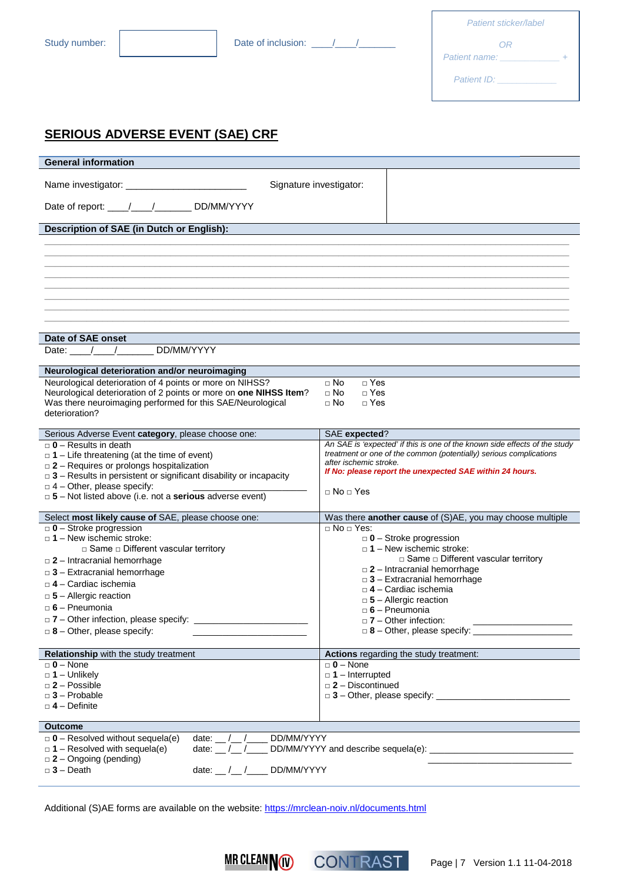Study number: [ ] Date of inclusion: \_\_\_\_/\_\_\_\_/\_\_\_\_\_\_\_

*Patient sticker/label*

*OR*

*Patient name: \_\_\_\_\_\_\_\_\_\_\_\_\_\_*

*Patient ID: \_\_\_\_\_\_\_\_\_\_\_\_\_\_*

## SERIOUS ADVERSE EVENT (SAE) CRF

### General information

Name investigator: \_\_\_\_\_\_\_\_\_\_\_\_\_\_\_\_\_\_\_\_\_\_\_\_ Signature investigator:

Date of report: \_\_\_\_/\_\_\_\_/\_\_\_\_\_\_\_ DD/MM/YYYY

### Description of SAE (in Dutch or English):

\_\_\_\_\_\_\_\_\_\_\_\_\_\_\_\_\_\_\_\_\_\_\_\_\_\_\_\_\_\_\_\_\_\_\_\_\_\_\_\_\_\_\_\_\_\_\_\_\_\_\_\_\_\_\_\_\_\_\_\_\_\_\_\_\_\_\_\_\_\_\_\_\_\_\_\_\_\_

\_\_\_\_\_\_\_\_\_\_\_\_\_\_\_\_\_\_\_\_\_\_\_\_\_\_\_\_\_\_\_\_\_\_\_\_\_\_\_\_\_\_\_\_\_\_\_\_\_\_\_\_\_\_\_\_\_\_\_\_\_\_\_\_\_\_\_\_\_\_\_\_\_\_\_\_\_\_

\_\_\_\_\_\_\_\_\_\_\_\_\_\_\_\_\_\_\_\_\_\_\_\_\_\_\_\_\_\_\_\_\_\_\_\_\_\_\_\_\_\_\_\_\_\_\_\_\_\_\_\_\_\_\_\_\_\_\_\_\_\_\_\_\_\_\_\_\_\_\_\_\_\_\_\_\_\_

\_\_\_\_\_\_\_\_\_\_\_\_\_\_\_\_\_\_\_\_\_\_\_\_\_\_\_\_\_\_\_\_\_\_\_\_\_\_\_\_\_\_\_\_\_\_\_\_\_\_\_\_\_\_\_\_\_\_\_\_\_\_\_\_\_\_\_\_\_\_\_\_\_\_\_\_\_\_

\_\_\_\_\_\_\_\_\_\_\_\_\_\_\_\_\_\_\_\_\_\_\_\_\_\_\_\_\_\_\_\_\_\_\_\_\_\_\_\_\_\_\_\_\_\_\_\_\_\_\_\_\_\_\_\_\_\_\_\_\_\_\_\_\_\_\_\_\_\_\_\_\_\_\_\_\_\_

\_\_\_\_\_\_\_\_\_\_\_\_\_\_\_\_\_\_\_\_\_\_\_\_\_\_\_\_\_\_\_\_\_\_\_\_\_\_\_\_\_\_\_\_\_\_\_\_\_\_\_\_\_\_\_\_\_\_\_\_\_\_\_\_\_\_\_\_\_\_\_\_\_\_\_\_\_\_

\_\_\_\_\_\_\_\_\_\_\_\_\_\_\_\_\_\_\_\_\_\_\_\_\_\_\_\_\_\_\_\_\_\_\_\_\_\_\_\_\_\_\_\_\_\_\_\_\_\_\_\_\_\_\_\_\_\_\_\_\_\_\_\_\_\_\_\_\_\_\_\_\_\_\_\_\_\_

\_\_\_\_\_\_\_\_\_\_\_\_\_\_\_\_\_\_\_\_\_\_\_\_\_\_\_\_\_\_\_\_\_\_\_\_\_\_\_\_\_\_\_\_\_\_\_\_\_\_\_\_\_\_\_\_\_\_\_\_\_\_\_\_\_\_\_\_\_\_\_\_\_\_\_\_\_\_

### Date of SAE onset

Date: \_\_\_\_/\_\_\_\_/\_\_\_\_\_\_\_ DD/MM/YYYY

### Neurological deterioration and/or neuroimaging

| | | |
|---|---|---|
| Neurological deterioration of 4 points or more on NIHSS? | □ No | □ Yes |
| Neurological deterioration of 2 points or more on **one NIHSS Item**? | □ No | □ Yes |
| Was there neuroimaging performed for this SAE/Neurological deterioration? | □ No | □ Yes |

| Serious Adverse Event **category**, please choose one: | SAE **expected**? |
|---|---|
| □ **0** – Results in death<br>□ **1** – Life threatening (at the time of event)<br>□ **2** – Requires or prolongs hospitalization<br>□ **3** – Results in persistent or significant disability or incapacity<br>□ 4 – Other, please specify: \_\_\_\_\_\_\_\_\_\_\_\_\_\_\_\_\_\_\_\_<br>□ **5** – Not listed above (i.e. not a **serious** adverse event) | *An SAE is 'expected' if this is one of the known side effects of the study treatment or one of the common (potentially) serious complications after ischemic stroke.*<br>***If No: please report the unexpected SAE within 24 hours.***<br><br>□ No □ Yes |

| Select **most likely cause of** SAE, please choose one: | Was there **another cause** of (S)AE, you may choose multiple |
|---|---|
| □ **0** – Stroke progression<br>□ **1** – New ischemic stroke:<br>  □ Same □ Different vascular territory<br>□ **2** – Intracranial hemorrhage<br>□ **3** – Extracranial hemorrhage<br>□ **4** – Cardiac ischemia<br>□ **5** – Allergic reaction<br>□ **6** – Pneumonia<br>□ **7** – Other infection, please specify: \_\_\_\_\_\_\_\_\_\_\_\_\_\_\_\_\_\_\_\_<br>□ **8** – Other, please specify: \_\_\_\_\_\_\_\_\_\_\_\_\_\_\_\_\_\_\_\_ | □ No □ Yes:<br>□ **0** – Stroke progression<br>□ **1** – New ischemic stroke:<br>  □ Same □ Different vascular territory<br>□ **2** – Intracranial hemorrhage<br>□ **3** – Extracranial hemorrhage<br>□ **4** – Cardiac ischemia<br>□ **5** – Allergic reaction<br>□ **6** – Pneumonia<br>□ **7** – Other infection: \_\_\_\_\_\_\_\_\_\_\_\_\_\_\_\_\_\_\_\_<br>□ **8** – Other, please specify: \_\_\_\_\_\_\_\_\_\_\_\_\_\_\_\_\_\_\_\_ |

| **Relationship** with the study treatment | **Actions** regarding the study treatment: |
|---|---|
| □ **0** – None<br>□ **1** – Unlikely<br>□ **2** – Possible<br>□ **3** – Probable<br>□ **4** – Definite | □ **0** – None<br>□ **1** – Interrupted<br>□ **2** – Discontinued<br>□ **3** – Other, please specify: \_\_\_\_\_\_\_\_\_\_\_\_\_\_\_\_\_\_\_\_ |

### Outcome

| | |
|---|---|
| □ **0** – Resolved without sequela(e) | date: \_\_/\_\_/\_\_\_\_ DD/MM/YYYY |
| □ **1** – Resolved with sequela(e) | date: \_\_/\_\_/\_\_\_\_ DD/MM/YYYY and describe sequela(e): \_\_\_\_\_\_\_\_\_\_\_\_\_\_\_\_\_\_\_\_ |
| □ **2** – Ongoing (pending) | |
| □ **3** – Death | date: \_\_/\_\_/\_\_\_\_ DD/MM/YYYY |

Additional (S)AE forms are available on the website: https://mrclean-noiv.nl/documents.html

MR CLEAN NO IV CONTRAST Version 1.1 11-04-2018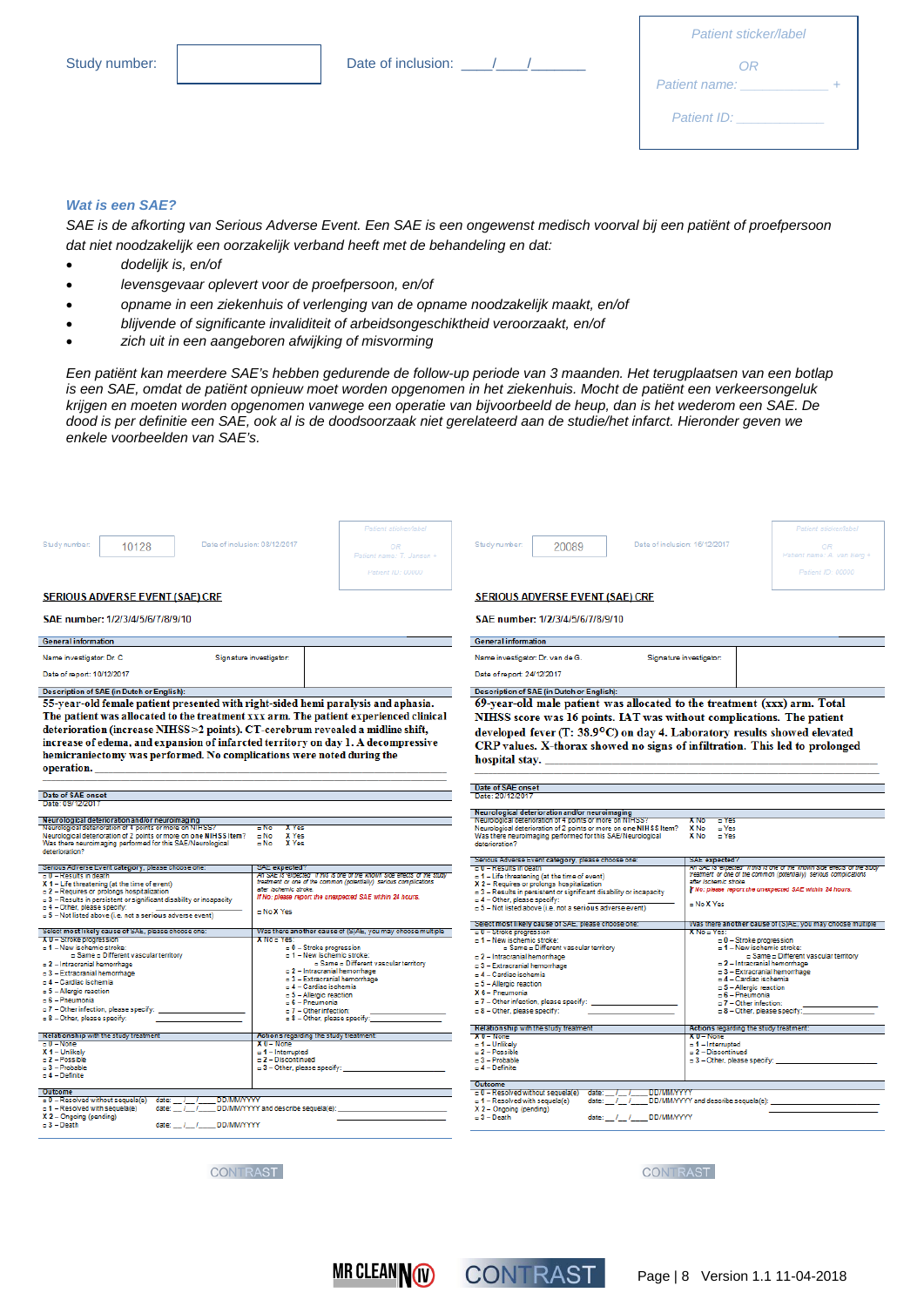Study number: [ ] Date of inclusion: ___/___/______

Patient sticker/label

OR

Patient name: ______________ +

Patient ID: ______________

### *Wat is een SAE?*

*SAE is de afkorting van Serious Adverse Event. Een SAE is een ongewenst medisch voorval bij een patiënt of proefpersoon dat niet noodzakelijk een oorzakelijk verband heeft met de behandeling en dat:*

- *dodelijk is, en/of*
- *levensgevaar oplevert voor de proefpersoon, en/of*
- *opname in een ziekenhuis of verlenging van de opname noodzakelijk maakt, en/of*
- *blijvende of significante invaliditeit of arbeidsongeschiktheid veroorzaakt, en/of*
- *zich uit in een aangeboren afwijking of misvorming*

*Een patiënt kan meerdere SAE's hebben gedurende de follow-up periode van 3 maanden. Het terugplaatsen van een botlap is een SAE, omdat de patiënt opnieuw moet worden opgenomen in het ziekenhuis. Mocht de patiënt een verkeersongeluk krijgen en moeten worden opgenomen vanwege een operatie van bijvoorbeeld de heup, dan is het wederom een SAE. De dood is per definitie een SAE, ook al is de doodsoorzaak niet gerelateerd aan de studie/het infarct. Hieronder geven we enkele voorbeelden van SAE's.*

---

Study number: 10128 Date of inclusion: 08/12/2017

Patient sticker/label OR Patient name: T. Janson + Patient ID: 00000

**SERIOUS ADVERSE EVENT (SAE) CRF**

**SAE number:** 1/2/3/4/5/6/7/8/9/10

**General information**

Name investigator: Dr. C Signature investigator:

Date of report: 10/12/2017

**Description of SAE (in Dutch or English):**

55-year-old female patient presented with right-sided hemi paralysis and aphasia. The patient was allocated to the treatment xxx arm. The patient experienced clinical deterioration (increase NIHSS >2 points). CT-cerebrum revealed a midline shift, increase of edema, and expansion of infarcted territory on day 1. A decompressive hemicraniectomy was performed. No complications were noted during the operation.

**Date of SAE onset**

Date: 09/12/2017

**Neurological deterioration and/or neuroimaging**

| | | |
|---|---|---|
| Neurological deterioration of 4 points or more on NIHSS? | □ No | X Yes |
| Neurological deterioration of 2 points or more on one NIHSS item? | □ No | X Yes |
| Was there neuroimaging performed for this SAE/Neurological deterioration? | □ No | X Yes |

**Serious Adverse Event category, please choose one:**
- □ 0 – Results in death
- X 1 – Life threatening (at the time of event)
- □ 2 – Requires or prolongs hospitalization
- □ 3 – Results in persistent or significant disability or incapacity
- □ 4 – Other, please specify:
- □ 5 – Not listed above (i.e. not a serious adverse event)

**SAE expected?**
*An SAE is 'expected' if this is one of the known side effects of the study treatment or one of the common (potentially) serious complications after ischemic stroke*
*If No: please report the unexpected SAE within 24 hours.*
□ No X Yes

**Select most likely cause of SAE, please choose one:**
- X 0 – Stroke progression
- □ 1 – New ischemic stroke: □ Same □ Different vascular territory
- □ 2 – Intracranial hemorrhage
- □ 3 – Extracranial hemorrhage
- □ 4 – Cardiac ischemia
- □ 5 – Allergic reaction
- □ 6 – Pneumonia
- □ 7 – Other infection, please specify: ______
- □ 8 – Other, please specify: ______

**Was there another cause of (S)AE, you may choose multiple**
X No □ Yes:
- □ 0 – Stroke progression
- □ 1 – New ischemic stroke: □ Same □ Different vascular territory
- □ 2 – Intracranial hemorrhage
- □ 3 – Extracranial hemorrhage
- □ 4 – Cardiac ischemia
- □ 5 – Allergic reaction
- □ 6 – Pneumonia
- □ 7 – Other infection:
- □ 8 – Other, please specify:

**Relationship with the study treatment**
- □ 0 – None
- X 1 – Unlikely
- □ 2 – Possible
- □ 3 – Probable
- □ 4 – Definite

**Actions regarding the study treatment**
- X 0 – None
- □ 1 – Interrupted
- □ 2 – Discontinued
- □ 3 – Other, please specify:

**Outcome**
- □ 0 – Resolved without sequela(e) date: __/__/____ DD/MM/YYYY
- □ 1 – Resolved with sequela(e) date: __/__/____ DD/MM/YYYY and describe sequela(e): ______
- X 2 – Ongoing (pending)
- □ 3 – Death date: __/__/____ DD/MM/YYYY

CONTRAST

---

Study number: 20089 Date of inclusion: 16/12/2017

Patient sticker/label OR Patient name: A. van berg + Patient ID: 00000

**SERIOUS ADVERSE EVENT (SAE) CRF**

**SAE number:** 1/2/3/4/5/6/7/8/9/10

**General information**

Name investigator: Dr. van de G. Signature investigator:

Date of report: 24/12/2017

**Description of SAE (in Dutch or English):**

69-year-old male patient was allocated to the treatment (xxx) arm. Total NIHSS score was 16 points. IAT was without complications. The patient developed fever (T: 38.9°C) on day 4. Laboratory results showed elevated CRP values. X-thorax showed no signs of infiltration. This led to prolonged hospital stay.

**Date of SAE onset**

Date: 20/12/2017

**Neurological deterioration and/or neuroimaging**

| | | |
|---|---|---|
| Neurological deterioration of 4 points or more on NIHSS? | X No | □ Yes |
| Neurological deterioration of 2 points or more on one NIHSS item? | X No | □ Yes |
| Was there neuroimaging performed for this SAE/Neurological deterioration? | X No | □ Yes |

**Serious Adverse Event category, please choose one:**
- □ 0 – Results in death
- □ 1 – Life threatening (at the time of event)
- X 2 – Requires or prolongs hospitalization
- □ 3 – Results in persistent or significant disability or incapacity
- □ 4 – Other, please specify:
- □ 5 – Not listed above (i.e. not a serious adverse event)

**SAE expected?**
*An SAE is 'expected' if this is one of the known side effects of the study treatment or one of the common (potentially) serious complications after ischemic stroke*
*If No: please report the unexpected SAE within 24 hours.*
□ No X Yes

**Select most likely cause of SAE, please choose one:**
- □ 0 – Stroke progression
- □ 1 – New ischemic stroke: □ Same □ Different vascular territory
- □ 2 – Intracranial hemorrhage
- □ 3 – Extracranial hemorrhage
- □ 4 – Cardiac ischemia
- □ 5 – Allergic reaction
- X 6 – Pneumonia
- □ 7 – Other infection, please specify: ______
- □ 8 – Other, please specify: ______

**Was there another cause of (S)AE, you may choose multiple**
X No □ Yes:
- □ 0 – Stroke progression
- □ 1 – New ischemic stroke: □ Same □ Different vascular territory
- □ 2 – Intracranial hemorrhage
- □ 3 – Extracranial hemorrhage
- □ 4 – Cardiac ischemia
- □ 5 – Allergic reaction
- □ 6 – Pneumonia
- □ 7 – Other infection:
- □ 8 – Other, please specify:

**Relationship with the study treatment**
- X 0 – None
- □ 1 – Unlikely
- □ 2 – Possible
- □ 3 – Probable
- □ 4 – Definite

**Actions regarding the study treatment**
- X 0 – None
- □ 1 – Interrupted
- □ 2 – Discontinued
- □ 3 – Other, please specify:

**Outcome**
- □ 0 – Resolved without sequela(e) date: __/__/____ DD/MM/YYYY
- □ 1 – Resolved with sequela(e) date: __/__/____ DD/MM/YYYY and describe sequela(e): ______
- X 2 – Ongoing (pending)
- □ 3 – Death date: __/__/____ DD/MM/YYYY

CONTRAST

MR CLEAN IV CONTRAST Page | 8 Version 1.1 11-04-2018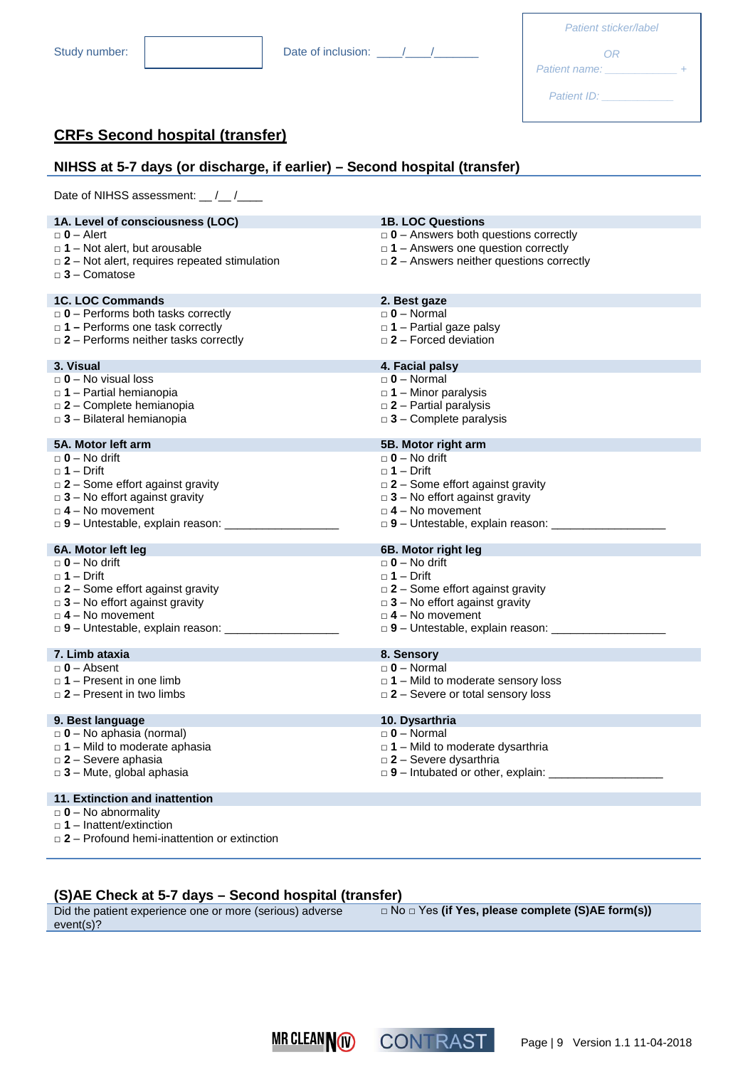Study number: [ ] Date of inclusion: ____/____/_______

Patient sticker/label

OR

Patient name: ______________ +

Patient ID: ______________

## CRFs Second hospital (transfer)

### NIHSS at 5-7 days (or discharge, if earlier) – Second hospital (transfer)

Date of NIHSS assessment: __ /__ /____

**1A. Level of consciousness (LOC)**
- □ **0** – Alert
- □ **1** – Not alert, but arousable
- □ **2** – Not alert, requires repeated stimulation
- □ **3** – Comatose

**1B. LOC Questions**
- □ **0** – Answers both questions correctly
- □ **1** – Answers one question correctly
- □ **2** – Answers neither questions correctly

**1C. LOC Commands**
- □ **0** – Performs both tasks correctly
- □ **1** – Performs one task correctly
- □ **2** – Performs neither tasks correctly

**2. Best gaze**
- □ **0** – Normal
- □ **1** – Partial gaze palsy
- □ **2** – Forced deviation

**3. Visual**
- □ **0** – No visual loss
- □ **1** – Partial hemianopia
- □ **2** – Complete hemianopia
- □ **3** – Bilateral hemianopia

**4. Facial palsy**
- □ **0** – Normal
- □ **1** – Minor paralysis
- □ **2** – Partial paralysis
- □ **3** – Complete paralysis

**5A. Motor left arm**
- □ **0** – No drift
- □ **1** – Drift
- □ **2** – Some effort against gravity
- □ **3** – No effort against gravity
- □ **4** – No movement
- □ **9** – Untestable, explain reason: __________________

**5B. Motor right arm**
- □ **0** – No drift
- □ **1** – Drift
- □ **2** – Some effort against gravity
- □ **3** – No effort against gravity
- □ **4** – No movement
- □ **9** – Untestable, explain reason: __________________

**6A. Motor left leg**
- □ **0** – No drift
- □ **1** – Drift
- □ **2** – Some effort against gravity
- □ **3** – No effort against gravity
- □ **4** – No movement
- □ **9** – Untestable, explain reason: __________________

**6B. Motor right leg**
- □ **0** – No drift
- □ **1** – Drift
- □ **2** – Some effort against gravity
- □ **3** – No effort against gravity
- □ **4** – No movement
- □ **9** – Untestable, explain reason: __________________

**7. Limb ataxia**
- □ **0** – Absent
- □ **1** – Present in one limb
- □ **2** – Present in two limbs

**8. Sensory**
- □ **0** – Normal
- □ **1** – Mild to moderate sensory loss
- □ **2** – Severe or total sensory loss

**9. Best language**
- □ **0** – No aphasia (normal)
- □ **1** – Mild to moderate aphasia
- □ **2** – Severe aphasia
- □ **3** – Mute, global aphasia

**10. Dysarthria**
- □ **0** – Normal
- □ **1** – Mild to moderate dysarthria
- □ **2** – Severe dysarthria
- □ **9** – Intubated or other, explain: __________________

**11. Extinction and inattention**
- □ **0** – No abnormality
- □ **1** – Inattent/extinction
- □ **2** – Profound hemi-inattention or extinction

### (S)AE Check at 5-7 days – Second hospital (transfer)

| Did the patient experience one or more (serious) adverse event(s)? | □ No □ Yes **(if Yes, please complete (S)AE form(s))** |
|---|---|

MR CLEAN (IV) CONTRAST Version 1.1 11-04-2018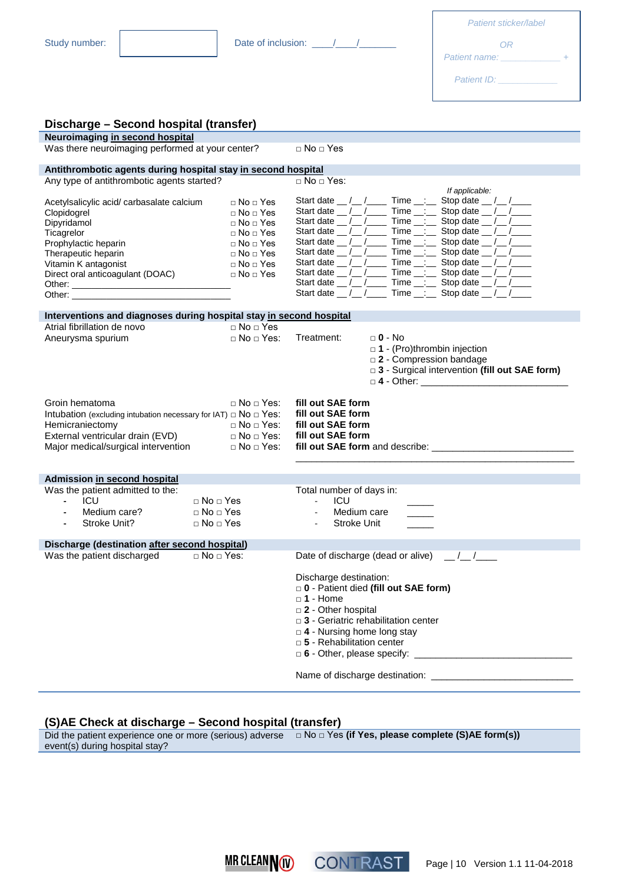Study number: 

Date of inclusion: \_\_\_\_/\_\_\_\_/\_\_\_\_\_\_\_

*Patient sticker/label*

*OR*

*Patient name: \_\_\_\_\_\_\_\_\_\_\_\_\_ +*

*Patient ID: \_\_\_\_\_\_\_\_\_\_\_\_\_*

## Discharge – Second hospital (transfer)

**Neuroimaging in second hospital**

Was there neuroimaging performed at your center? □ No □ Yes

**Antithrombotic agents during hospital stay in second hospital**

Any type of antithrombotic agents started? □ No □ Yes:

| | | | | *If applicable:* |
|---|---|---|---|---|
| Acetylsalicylic acid/ carbasalate calcium | □ No □ Yes | Start date \_\_/\_\_/\_\_\_\_ | Time \_\_:\_\_ | Stop date \_\_/\_\_/\_\_\_\_ |
| Clopidogrel | □ No □ Yes | Start date \_\_/\_\_/\_\_\_\_ | Time \_\_:\_\_ | Stop date \_\_/\_\_/\_\_\_\_ |
| Dipyridamol | □ No □ Yes | Start date \_\_/\_\_/\_\_\_\_ | Time \_\_:\_\_ | Stop date \_\_/\_\_/\_\_\_\_ |
| Ticagrelor | □ No □ Yes | Start date \_\_/\_\_/\_\_\_\_ | Time \_\_:\_\_ | Stop date \_\_/\_\_/\_\_\_\_ |
| Prophylactic heparin | □ No □ Yes | Start date \_\_/\_\_/\_\_\_\_ | Time \_\_:\_\_ | Stop date \_\_/\_\_/\_\_\_\_ |
| Therapeutic heparin | □ No □ Yes | Start date \_\_/\_\_/\_\_\_\_ | Time \_\_:\_\_ | Stop date \_\_/\_\_/\_\_\_\_ |
| Vitamin K antagonist | □ No □ Yes | Start date \_\_/\_\_/\_\_\_\_ | Time \_\_:\_\_ | Stop date \_\_/\_\_/\_\_\_\_ |
| Direct oral anticoagulant (DOAC) | □ No □ Yes | Start date \_\_/\_\_/\_\_\_\_ | Time \_\_:\_\_ | Stop date \_\_/\_\_/\_\_\_\_ |
| Other: \_\_\_\_\_\_\_\_\_\_\_\_\_\_\_\_\_\_\_\_\_\_\_\_\_\_\_\_\_\_\_\_ | | Start date \_\_/\_\_/\_\_\_\_ | Time \_\_:\_\_ | Stop date \_\_/\_\_/\_\_\_\_ |
| Other: \_\_\_\_\_\_\_\_\_\_\_\_\_\_\_\_\_\_\_\_\_\_\_\_\_\_\_\_\_\_\_\_ | | Start date \_\_/\_\_/\_\_\_\_ | Time \_\_:\_\_ | Stop date \_\_/\_\_/\_\_\_\_ |

**Interventions and diagnoses during hospital stay in second hospital**

Atrial fibrillation de novo □ No □ Yes

Aneurysma spurium □ No □ Yes: Treatment:
- □ **0** - No
- □ **1** - (Pro)thrombin injection
- □ **2** - Compression bandage
- □ **3** - Surgical intervention **(fill out SAE form)**
- □ **4** - Other: \_\_\_\_\_\_\_\_\_\_\_\_\_\_\_\_\_\_\_\_\_\_\_\_\_\_\_\_\_

| | | |
|---|---|---|
| Groin hematoma | □ No □ Yes: | **fill out SAE form** |
| Intubation (excluding intubation necessary for IAT) | □ No □ Yes: | **fill out SAE form** |
| Hemicraniectomy | □ No □ Yes: | **fill out SAE form** |
| External ventricular drain (EVD) | □ No □ Yes: | **fill out SAE form** |
| Major medical/surgical intervention | □ No □ Yes: | **fill out SAE form** and describe: \_\_\_\_\_\_\_\_\_\_\_\_\_\_\_\_\_\_\_\_\_\_\_\_\_\_\_\_ |

**Admission in second hospital**

Was the patient admitted to the:
- ICU □ No □ Yes
- Medium care? □ No □ Yes
- Stroke Unit? □ No □ Yes

Total number of days in:
- ICU \_\_\_\_\_\_
- Medium care \_\_\_\_\_\_
- Stroke Unit \_\_\_\_\_\_

**Discharge (destination after second hospital)**

Was the patient discharged □ No □ Yes:

Date of discharge (dead or alive) \_\_/\_\_/\_\_\_\_

Discharge destination:
- □ **0** - Patient died **(fill out SAE form)**
- □ **1** - Home
- □ **2** - Other hospital
- □ **3** - Geriatric rehabilitation center
- □ **4** - Nursing home long stay
- □ **5** - Rehabilitation center
- □ **6** - Other, please specify: \_\_\_\_\_\_\_\_\_\_\_\_\_\_\_\_\_\_\_\_\_\_\_\_\_\_\_\_\_\_

Name of discharge destination: \_\_\_\_\_\_\_\_\_\_\_\_\_\_\_\_\_\_\_\_\_\_\_\_\_\_\_\_\_\_

## (S)AE Check at discharge – Second hospital (transfer)

Did the patient experience one or more (serious) adverse event(s) during hospital stay? □ No □ Yes **(if Yes, please complete (S)AE form(s))**

MR CLEAN (IV) CONTRAST

Version 1.1 11-04-2018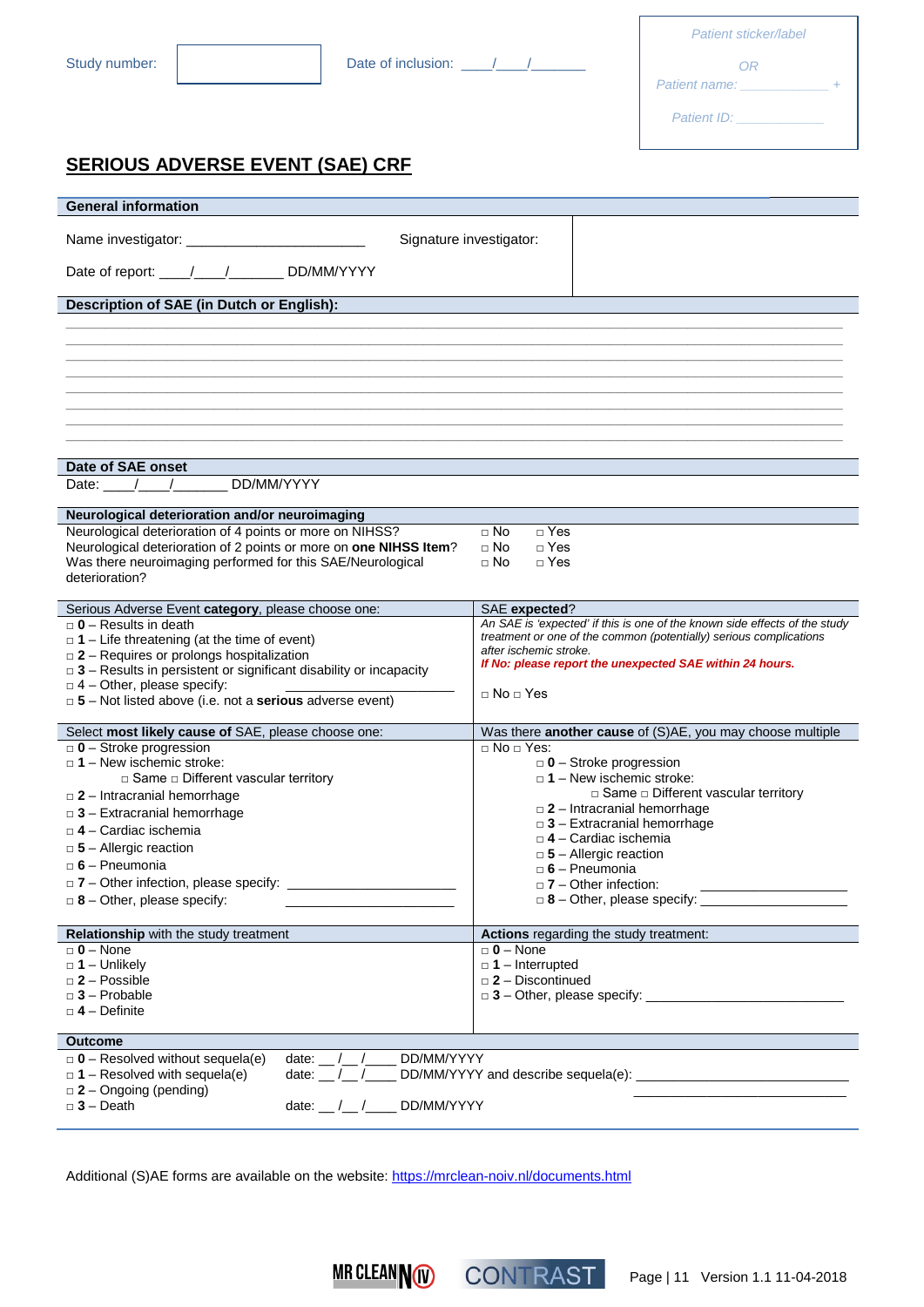Study number: ______________ Date of inclusion: ____/____/_______

*Patient sticker/label*

*OR*

*Patient name: _____________*

*Patient ID: _____________*

## SERIOUS ADVERSE EVENT (SAE) CRF

**General information**

Name investigator: ________________________ Signature investigator:

Date of report: ____/____/_______ DD/MM/YYYY

**Description of SAE (in Dutch or English):**

_______________________________________________________________________________

_______________________________________________________________________________

_______________________________________________________________________________

_______________________________________________________________________________

_______________________________________________________________________________

_______________________________________________________________________________

_______________________________________________________________________________

_______________________________________________________________________________

**Date of SAE onset**

Date: ____/____/_______ DD/MM/YYYY

**Neurological deterioration and/or neuroimaging**

| | | |
|---|---|---|
| Neurological deterioration of 4 points or more on NIHSS? | □ No | □ Yes |
| Neurological deterioration of 2 points or more on **one NIHSS Item**? | □ No | □ Yes |
| Was there neuroimaging performed for this SAE/Neurological deterioration? | □ No | □ Yes |

Serious Adverse Event **category**, please choose one:

- □ **0** – Results in death
- □ **1** – Life threatening (at the time of event)
- □ **2** – Requires or prolongs hospitalization
- □ **3** – Results in persistent or significant disability or incapacity
- □ 4 – Other, please specify: ____________________
- □ **5** – Not listed above (i.e. not a **serious** adverse event)

SAE **expected**?

*An SAE is 'expected' if this is one of the known side effects of the study treatment or one of the common (potentially) serious complications after ischemic stroke.*

***If No: please report the unexpected SAE within 24 hours.***

□ No □ Yes

Select **most likely cause of** SAE, please choose one:

- □ **0** – Stroke progression
- □ **1** – New ischemic stroke:
  - □ Same □ Different vascular territory
- □ **2** – Intracranial hemorrhage
- □ **3** – Extracranial hemorrhage
- □ **4** – Cardiac ischemia
- □ **5** – Allergic reaction
- □ **6** – Pneumonia
- □ **7** – Other infection, please specify: ____________________
- □ **8** – Other, please specify: ____________________

Was there **another cause** of (S)AE, you may choose multiple

□ No □ Yes:

- □ **0** – Stroke progression
- □ **1** – New ischemic stroke:
  - □ Same □ Different vascular territory
- □ **2** – Intracranial hemorrhage
- □ **3** – Extracranial hemorrhage
- □ **4** – Cardiac ischemia
- □ **5** – Allergic reaction
- □ **6** – Pneumonia
- □ **7** – Other infection: ____________________
- □ **8** – Other, please specify: ____________________

**Relationship** with the study treatment

- □ **0** – None
- □ **1** – Unlikely
- □ **2** – Possible
- □ **3** – Probable
- □ **4** – Definite

**Actions** regarding the study treatment:

- □ **0** – None
- □ **1** – Interrupted
- □ **2** – Discontinued
- □ **3** – Other, please specify: ____________________

**Outcome**

- □ **0** – Resolved without sequela(e) date: __/__/____ DD/MM/YYYY
- □ **1** – Resolved with sequela(e) date: __/__/____ DD/MM/YYYY and describe sequela(e): ____________________ ____________________
- □ **2** – Ongoing (pending)
- □ **3** – Death date: __/__/____ DD/MM/YYYY

Additional (S)AE forms are available on the website: https://mrclean-noiv.nl/documents.html

Version 1.1 11-04-2018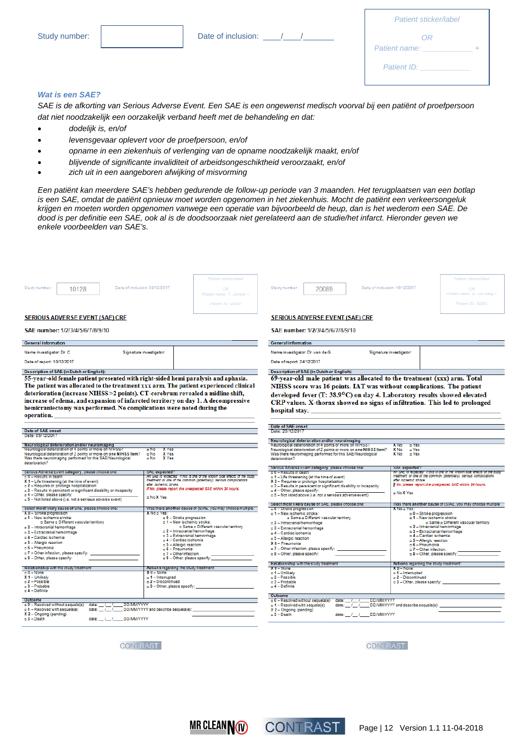Study number: [ ] Date of inclusion: \_\_\_/\_\_\_/\_\_\_\_\_\_

Patient sticker/label

OR

Patient name: \_\_\_\_\_\_\_\_\_\_\_\_\_ +

Patient ID: \_\_\_\_\_\_\_\_\_\_\_\_

### *Wat is een SAE?*

*SAE is de afkorting van Serious Adverse Event. Een SAE is een ongewenst medisch voorval bij een patiënt of proefpersoon dat niet noodzakelijk een oorzakelijk verband heeft met de behandeling en dat:*

- *dodelijk is, en/of*
- *levensgevaar oplevert voor de proefpersoon, en/of*
- *opname in een ziekenhuis of verlenging van de opname noodzakelijk maakt, en/of*
- *blijvende of significante invaliditeit of arbeidsongeschiktheid veroorzaakt, en/of*
- *zich uit in een aangeboren afwijking of misvorming*

*Een patiënt kan meerdere SAE's hebben gedurende de follow-up periode van 3 maanden. Het terugplaatsen van een botlap is een SAE, omdat de patiënt opnieuw moet worden opgenomen in het ziekenhuis. Mocht de patiënt een verkeersongeluk krijgen en moeten worden opgenomen vanwege een operatie van bijvoorbeeld de heup, dan is het wederom een SAE. De dood is per definitie een SAE, ook al is de doodsoorzaak niet gerelateerd aan de studie/het infarct. Hieronder geven we enkele voorbeelden van SAE's.*

---

Study number: 10128 Date of inclusion: 08/12/2017

Patient sticker/label OR Patient name: T. Jansen + Patient ID: 00003

**SERIOUS ADVERSE EVENT (SAE) CRF**

SAE number: 1/2/3/4/5/6/7/8/9/10

**General information**

Name investigator: Dr. C Signature investigator:

Date of report: 10/12/2017

**Description of SAE (in Dutch or English):**

55-year-old female patient presented with right-sided hemi paralysis and aphasia. The patient was allocated to the treatment xxx arm. The patient experienced clinical deterioration (increase NIHSS >2 points). CT-cerebrum revealed a midline shift, increase of edema, and expansion of infarcted territory on day 1. A decompressive hemicraniectomy was performed. No complications were noted during the operation.

**Date of SAE onset**

Date: 09/12/2017

**Neurological deterioration and/or neuroimaging**

- Neurological deterioration of 4 points or more on NIHSS? □ No X Yes
- Neurological deterioration of 2 points or more on one NIHSS item? □ No X Yes
- Was there neuroimaging performed for this SAE/Neurological deterioration? □ No X Yes

**Serious Adverse Event category, please choose one:**

- □ 0 – Results in death
- X 1 – Life threatening (at the time of event)
- □ 2 – Requires or prolongs hospitalization
- □ 3 – Results in persistent or significant disability or incapacity
- □ 4 – Other, please specify:
- □ 5 – Not listed above (i.e. not a serious adverse event)

**SAE expected?**

An SAE is 'expected' if this is one of the known side effects of the study treatment or one of the common (potentially) serious complications after ischemic stroke.

If No: please report the unexpected SAE within 24 hours.

□ No X Yes

**Select most likely cause of SAE, please choose one:**

- X 0 – Stroke progression
- □ 1 – New ischemic stroke:
  - □ Same □ Different vascular territory
- □ 2 – Intracranial hemorrhage
- □ 3 – Extracranial hemorrhage
- □ 4 – Cardiac ischemia
- □ 5 – Allergic reaction
- □ 6 – Pneumonia
- □ 7 – Other infection, please specify:
- □ 8 – Other, please specify:

**Was there another cause of (S)AE, you may choose multiple**

X No □ Yes:
- □ 0 – Stroke progression
- □ 1 – New ischemic stroke:
  - □ Same □ Different vascular territory
- □ 2 – Intracranial hemorrhage
- □ 3 – Extracranial hemorrhage
- □ 4 – Cardiac ischemia
- □ 5 – Allergic reaction
- □ 6 – Pneumonia
- □ 7 – Other infection:
- □ 8 – Other, please specify:

**Relationship with the study treatment**

- □ 0 – None
- X 1 – Unlikely
- □ 2 – Possible
- □ 3 – Probable
- □ 4 – Definite

**Actions regarding the study treatment**

- X 0 – None
- X 1 – Interrupted
- □ 2 – Discontinued
- □ 3 – Other, please specify:

**Outcome**

- □ 0 – Resolved without sequela(e) date: \_\_/\_\_/\_\_\_\_ DD/MM/YYYY
- □ 1 – Resolved with sequela(e) date: \_\_/\_\_/\_\_\_\_ DD/MM/YYYY and describe sequela(e):
- X 2 – Ongoing (pending)
- □ 3 – Death date: \_\_/\_\_/\_\_\_\_ DD/MM/YYYY

CONTRAST

---

Study number: 20089 Date of inclusion: 16/12/2017

Patient sticker/label OR Patient name: A. van Berg + Patient ID: 00090

**SERIOUS ADVERSE EVENT (SAE) CRF**

SAE number: 1/2/3/4/5/6/7/8/9/10

**General information**

Name investigator: Dr. van de G. Signature investigator:

Date of report: 24/12/2017

**Description of SAE (in Dutch or English):**

69-year-old male patient was allocated to the treatment (xxx) arm. Total NIHSS score was 16 points. IAT was without complications. The patient developed fever (T: 38.9°C) on day 4. Laboratory results showed elevated CRP values. X-thorax showed no signs of infiltration. This led to prolonged hospital stay.

**Date of SAE onset**

Date: 20/12/2017

**Neurological deterioration and/or neuroimaging**

- Neurological deterioration of 4 points or more on NIHSS? X No □ Yes
- Neurological deterioration of 2 points or more on one NIHSS item? X No □ Yes
- Was there neuroimaging performed for this SAE/Neurological deterioration? X No □ Yes

**Serious Adverse Event category, please choose one:**

- □ 0 – Results in death
- □ 1 – Life threatening (at the time of event)
- X 2 – Requires or prolongs hospitalization
- □ 3 – Results in persistent or significant disability or incapacity
- □ 4 – Other, please specify:
- □ 5 – Not listed above (i.e. not a serious adverse event)

**SAE expected?**

An SAE is 'expected' if this is one of the known side effects of the study treatment or one of the common (potentially) serious complications after ischemic stroke.

If No: please report the unexpected SAE within 24 hours.

□ No X Yes

**Select most likely cause of SAE, please choose one:**

- □ 0 – Stroke progression
- □ 1 – New ischemic stroke:
  - □ Same □ Different vascular territory
- □ 2 – Intracranial hemorrhage
- □ 3 – Extracranial hemorrhage
- □ 4 – Cardiac ischemia
- □ 5 – Allergic reaction
- X 6 – Pneumonia
- □ 7 – Other infection, please specify:
- □ 8 – Other, please specify:

**Was there another cause of (S)AE, you may choose multiple**

X No □ Yes:
- □ 0 – Stroke progression
- □ 1 – New ischemic stroke:
  - □ Same □ Different vascular territory
- □ 2 – Intracranial hemorrhage
- □ 3 – Extracranial hemorrhage
- □ 4 – Cardiac ischemia
- □ 5 – Allergic reaction
- □ 6 – Pneumonia
- □ 7 – Other infection:
- □ 8 – Other, please specify:

**Relationship with the study treatment**

- X 0 – None
- □ 1 – Unlikely
- □ 2 – Possible
- □ 3 – Probable
- □ 4 – Definite

**Actions regarding the study treatment**

- X 0 – None
- □ 1 – Interrupted
- □ 2 – Discontinued
- □ 3 – Other, please specify:

**Outcome**

- □ 0 – Resolved without sequela(e) date: \_\_/\_\_/\_\_\_\_ DD/MM/YYYY
- □ 1 – Resolved with sequela(e) date: \_\_/\_\_/\_\_\_\_ DD/MM/YYYY and describe sequela(e):
- X 2 – Ongoing (pending)
- □ 3 – Death date: \_\_/\_\_/\_\_\_\_ DD/MM/YYYY

CONTRAST

---

MR CLEAN IV CONTRAST Version 1.1 11-04-2018